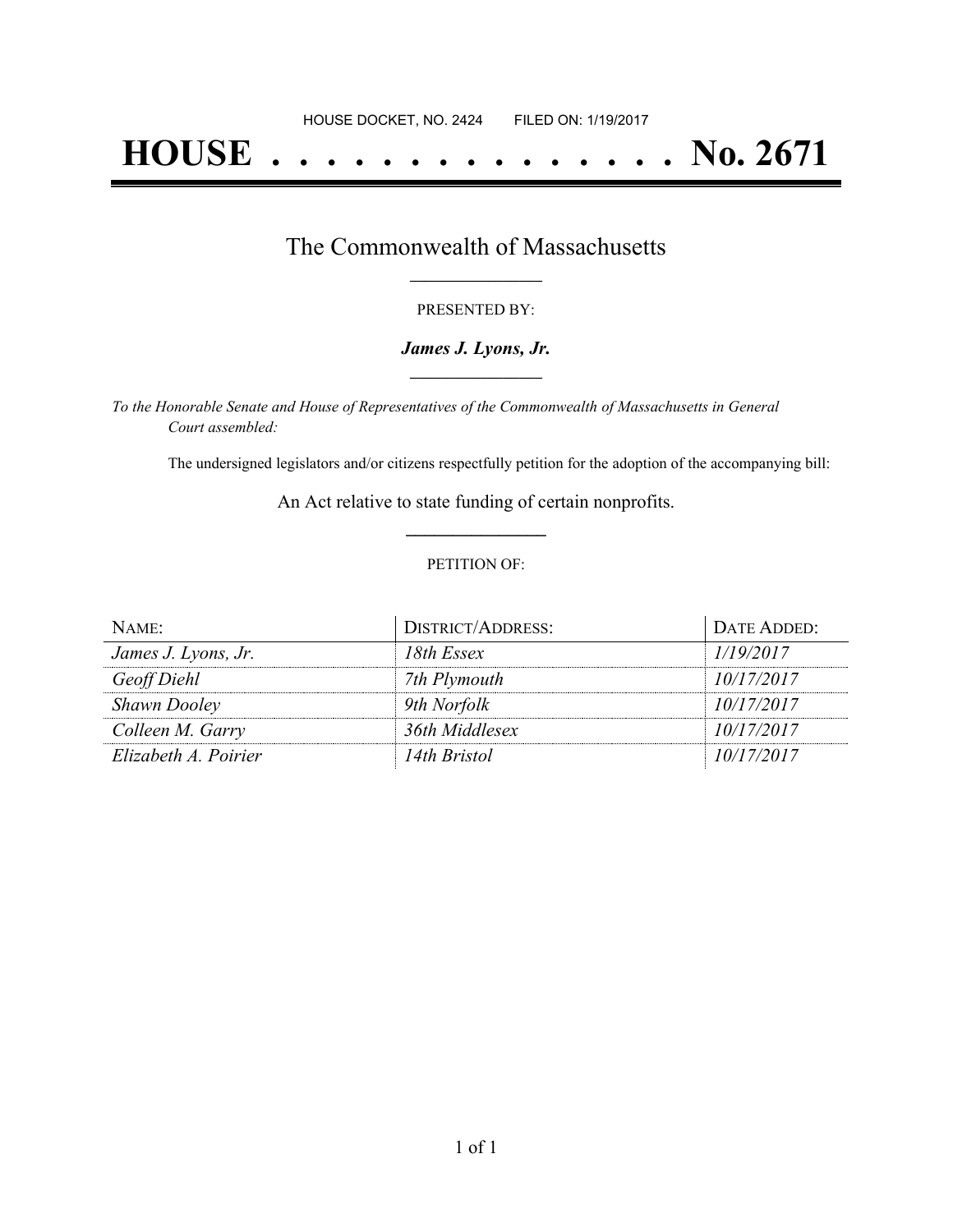HOUSE DOCKET, NO. 2424 FILED ON: 1/19/2017

# HOUSE . . . . . . . . . . . . . . . No. 2671

## The Commonwealth of Massachusetts

PRESENTED BY:

***James J. Lyons, Jr.***

*To the Honorable Senate and House of Representatives of the Commonwealth of Massachusetts in General Court assembled:*

The undersigned legislators and/or citizens respectfully petition for the adoption of the accompanying bill:

An Act relative to state funding of certain nonprofits.

PETITION OF:

| NAME: | DISTRICT/ADDRESS: | DATE ADDED: |
|---|---|---|
| *James J. Lyons, Jr.* | *18th Essex* | *1/19/2017* |
| *Geoff Diehl* | *7th Plymouth* | *10/17/2017* |
| *Shawn Dooley* | *9th Norfolk* | *10/17/2017* |
| *Colleen M. Garry* | *36th Middlesex* | *10/17/2017* |
| *Elizabeth A. Poirier* | *14th Bristol* | *10/17/2017* |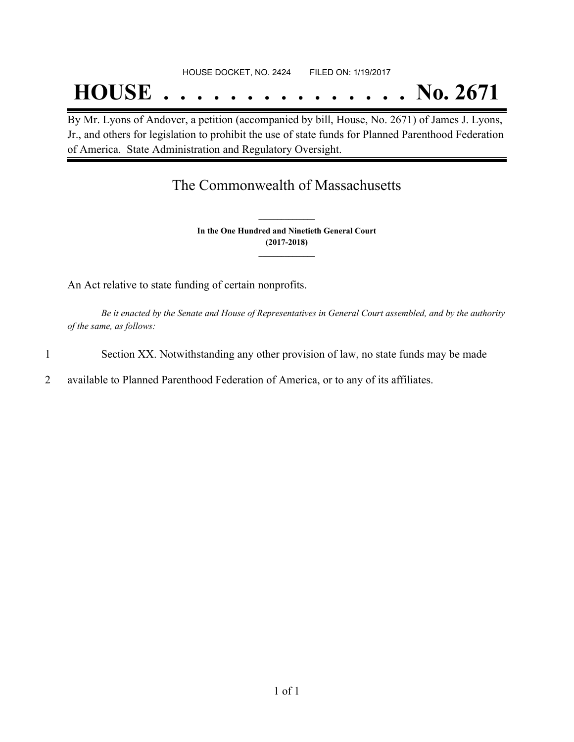HOUSE DOCKET, NO. 2424 FILED ON: 1/19/2017

# HOUSE . . . . . . . . . . . . . . . No. 2671

By Mr. Lyons of Andover, a petition (accompanied by bill, House, No. 2671) of James J. Lyons, Jr., and others for legislation to prohibit the use of state funds for Planned Parenthood Federation of America. State Administration and Regulatory Oversight.

## The Commonwealth of Massachusetts

**In the One Hundred and Ninetieth General Court**
**(2017-2018)**

An Act relative to state funding of certain nonprofits.

*Be it enacted by the Senate and House of Representatives in General Court assembled, and by the authority of the same, as follows:*

1 Section XX. Notwithstanding any other provision of law, no state funds may be made

2 available to Planned Parenthood Federation of America, or to any of its affiliates.